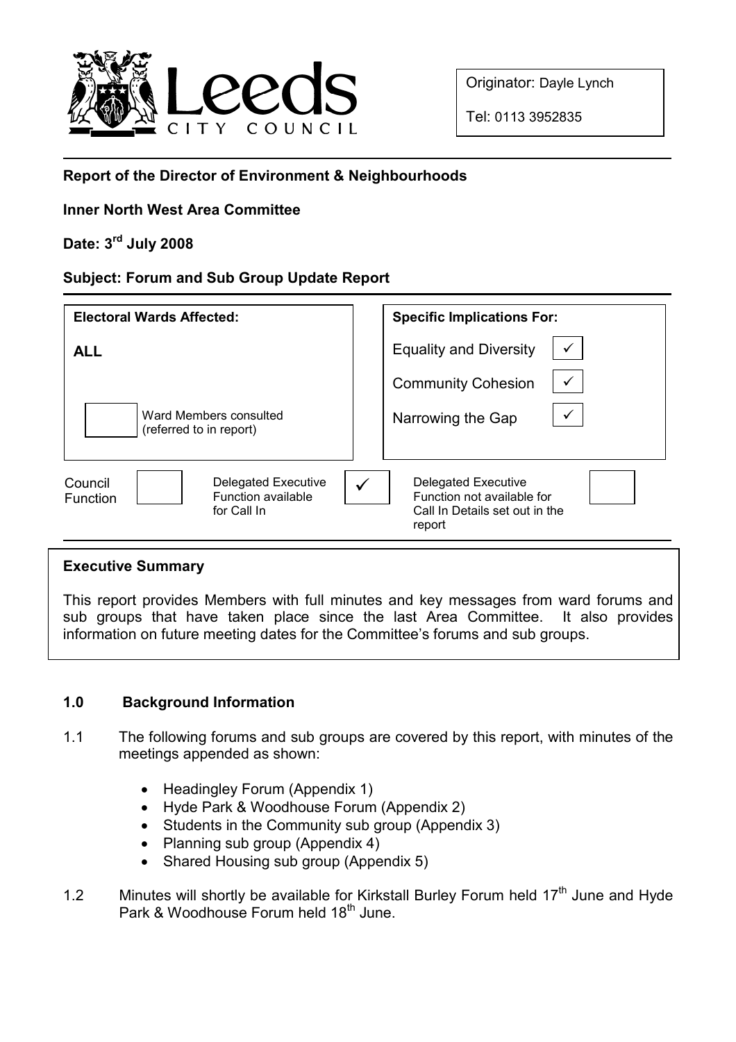Leeds CITY COUNCIL

Originator: Dayle Lynch

Tel: 0113 3952835

**Report of the Director of Environment & Neighbourhoods**

**Inner North West Area Committee**

**Date: 3rd July 2008**

**Subject: Forum and Sub Group Update Report**

| **Electoral Wards Affected:** | **Specific Implications For:** | |
|---|---|---|
| **ALL** | Equality and Diversity | ✓ |
| | Community Cohesion | ✓ |
| ☐ Ward Members consulted (referred to in report) | Narrowing the Gap | ✓ |

| Council Function | ☐ | Delegated Executive Function available for Call In | ✓ | Delegated Executive Function not available for Call In Details set out in the report | ☐ |
|---|---|---|---|---|---|

**Executive Summary**

This report provides Members with full minutes and key messages from ward forums and sub groups that have taken place since the last Area Committee. It also provides information on future meeting dates for the Committee's forums and sub groups.

## 1.0 Background Information

1.1 The following forums and sub groups are covered by this report, with minutes of the meetings appended as shown:

- Headingley Forum (Appendix 1)
- Hyde Park & Woodhouse Forum (Appendix 2)
- Students in the Community sub group (Appendix 3)
- Planning sub group (Appendix 4)
- Shared Housing sub group (Appendix 5)

1.2 Minutes will shortly be available for Kirkstall Burley Forum held 17th June and Hyde Park & Woodhouse Forum held 18th June.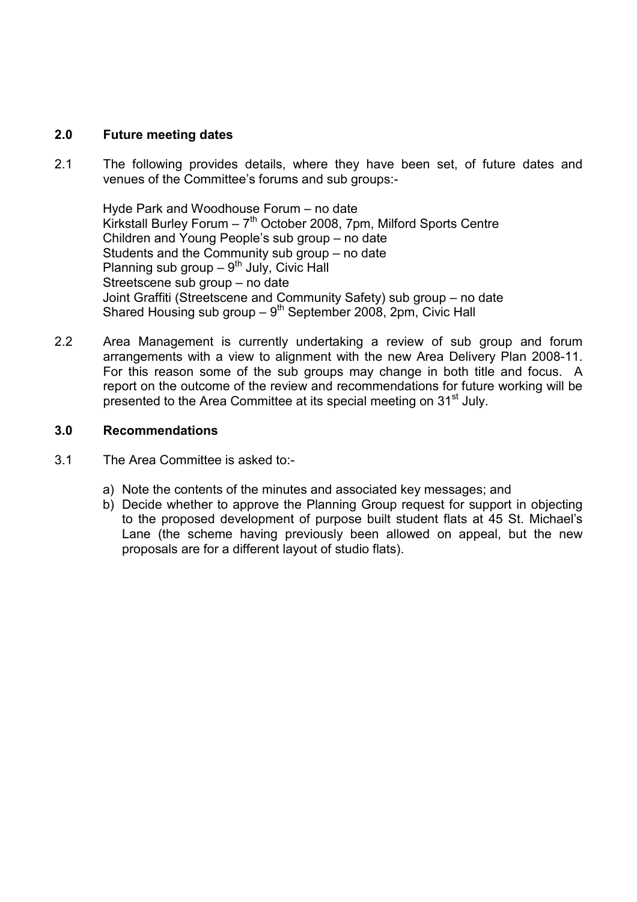## 2.0 Future meeting dates

2.1 The following provides details, where they have been set, of future dates and venues of the Committee's forums and sub groups:-

Hyde Park and Woodhouse Forum – no date
Kirkstall Burley Forum – 7th October 2008, 7pm, Milford Sports Centre
Children and Young People's sub group – no date
Students and the Community sub group – no date
Planning sub group – 9th July, Civic Hall
Streetscene sub group – no date
Joint Graffiti (Streetscene and Community Safety) sub group – no date
Shared Housing sub group – 9th September 2008, 2pm, Civic Hall

2.2 Area Management is currently undertaking a review of sub group and forum arrangements with a view to alignment with the new Area Delivery Plan 2008-11. For this reason some of the sub groups may change in both title and focus. A report on the outcome of the review and recommendations for future working will be presented to the Area Committee at its special meeting on 31st July.

## 3.0 Recommendations

3.1 The Area Committee is asked to:-

a) Note the contents of the minutes and associated key messages; and
b) Decide whether to approve the Planning Group request for support in objecting to the proposed development of purpose built student flats at 45 St. Michael's Lane (the scheme having previously been allowed on appeal, but the new proposals are for a different layout of studio flats).